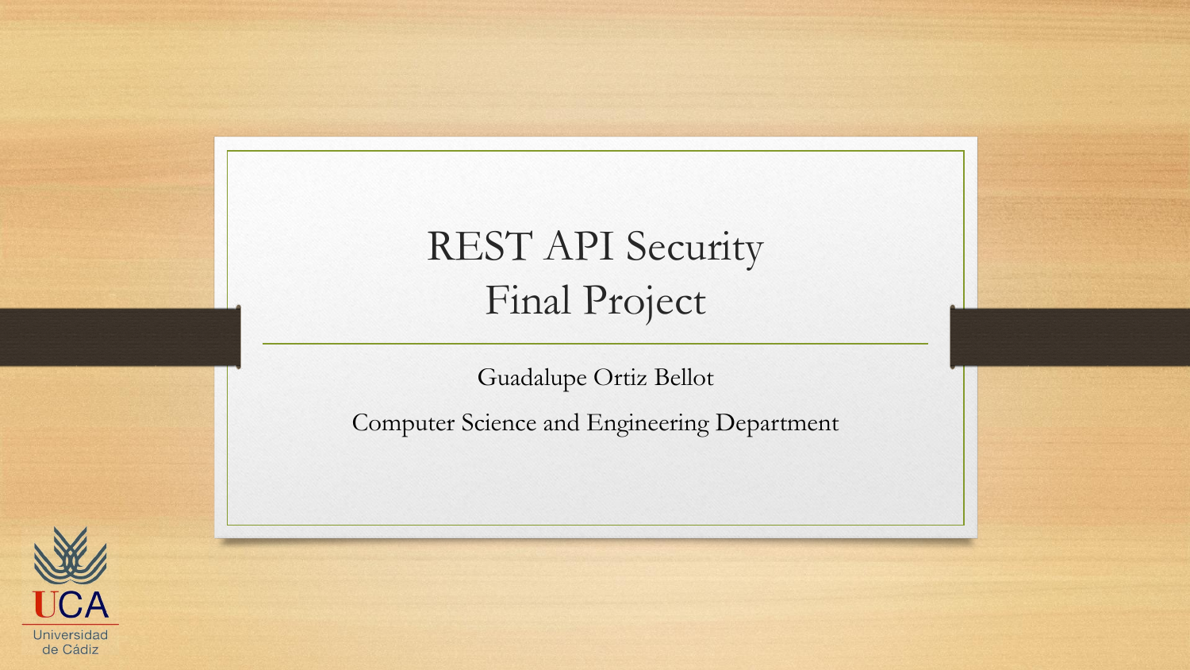# REST API Security
# Final Project

Guadalupe Ortiz Bellot

Computer Science and Engineering Department

UCA
Universidad de Cádiz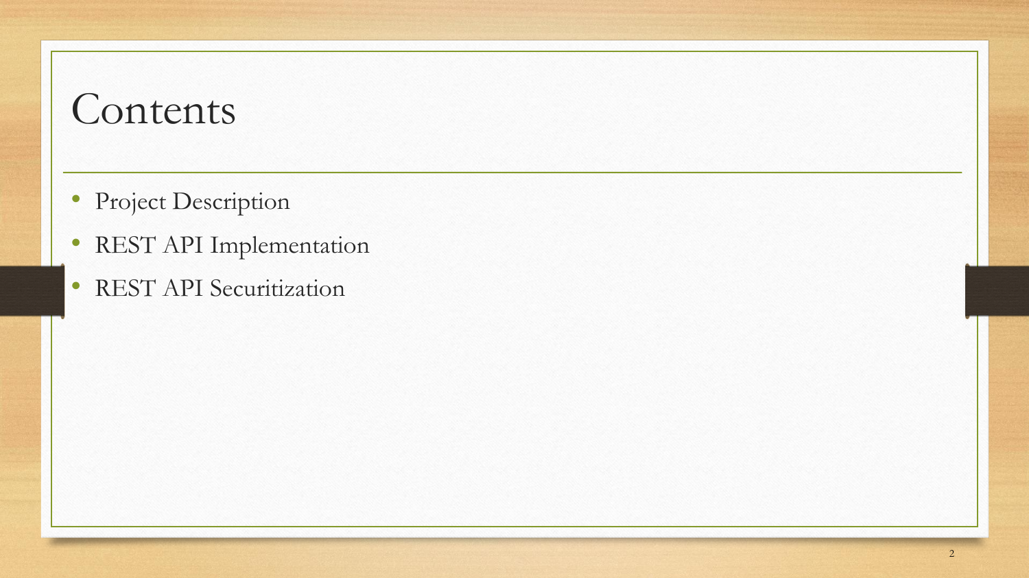# Contents

- Project Description
- REST API Implementation
- REST API Securitization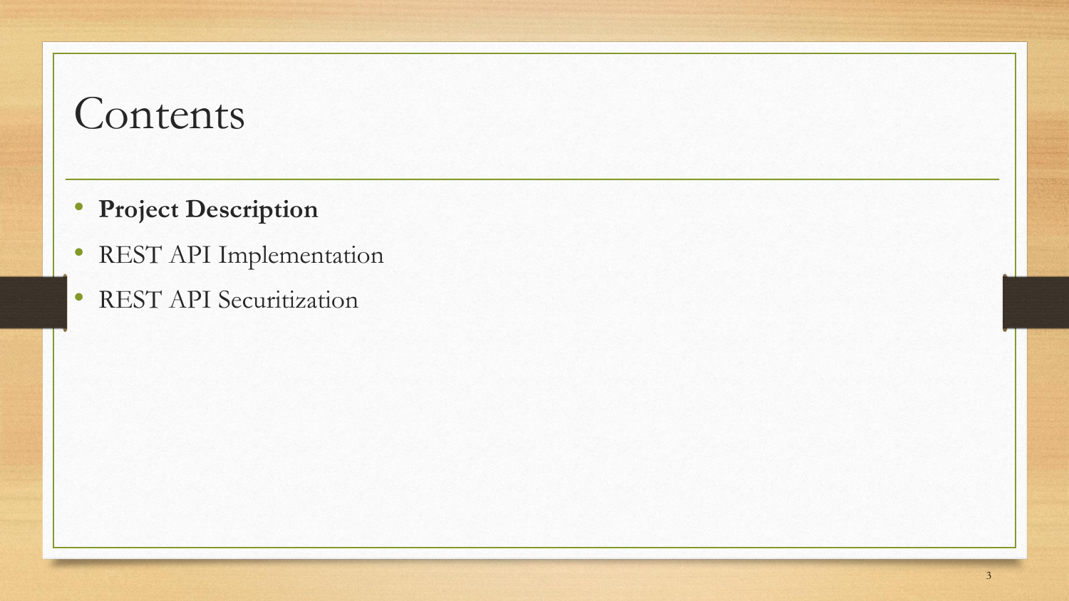# Contents

- **Project Description**
- REST API Implementation
- REST API Securitization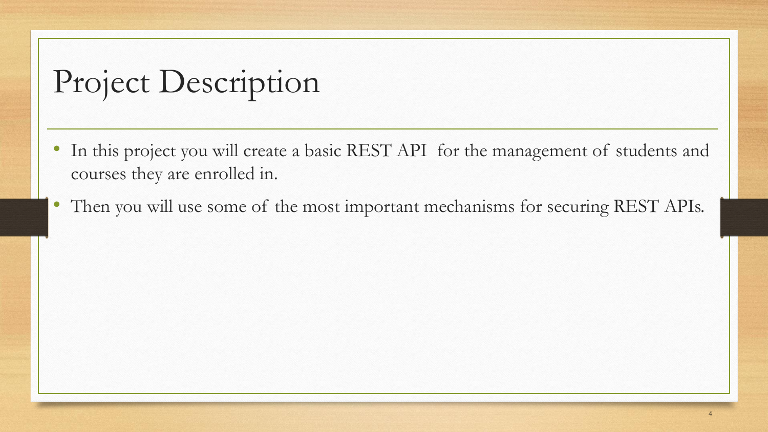# Project Description

- In this project you will create a basic REST API for the management of students and courses they are enrolled in.
- Then you will use some of the most important mechanisms for securing REST APIs.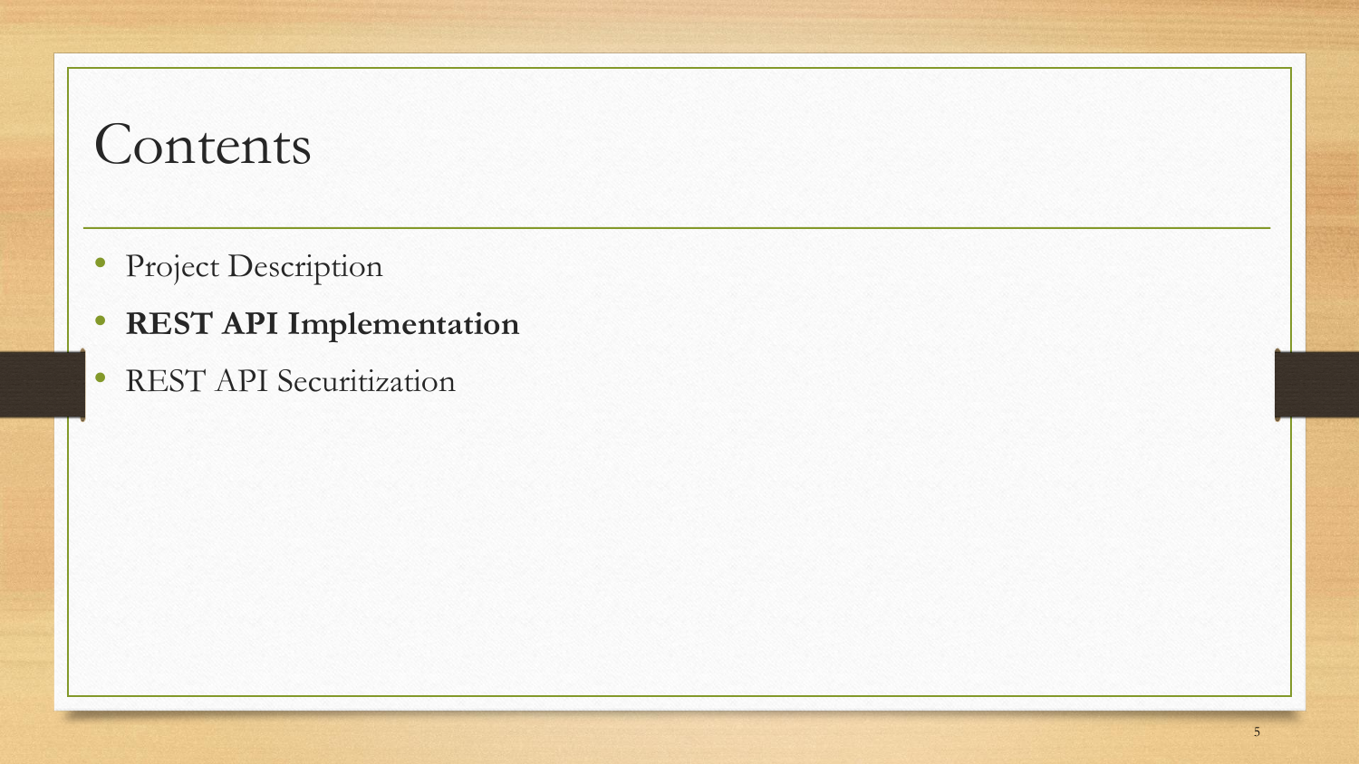# Contents

- Project Description
- **REST API Implementation**
- REST API Securitization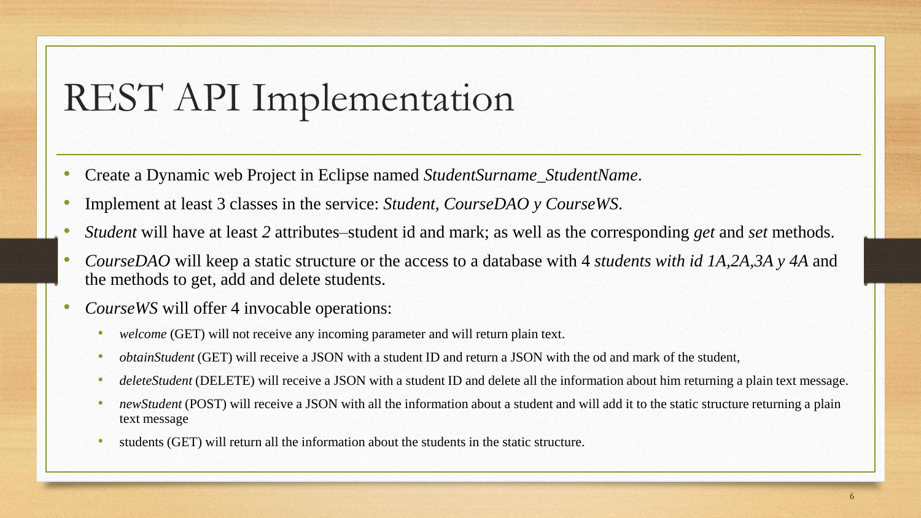# REST API Implementation

- Create a Dynamic web Project in Eclipse named *StudentSurname_StudentName*.
- Implement at least 3 classes in the service: *Student, CourseDAO y CourseWS*.
- *Student* will have at least *2* attributes–student id and mark; as well as the corresponding *get* and *set* methods.
- *CourseDAO* will keep a static structure or the access to a database with 4 *students with id 1A,2A,3A y 4A* and the methods to get, add and delete students.
- *CourseWS* will offer 4 invocable operations:
  - *welcome* (GET) will not receive any incoming parameter and will return plain text.
  - *obtainStudent* (GET) will receive a JSON with a student ID and return a JSON with the od and mark of the student,
  - *deleteStudent* (DELETE) will receive a JSON with a student ID and delete all the information about him returning a plain text message.
  - *newStudent* (POST) will receive a JSON with all the information about a student and will add it to the static structure returning a plain text message
  - students (GET) will return all the information about the students in the static structure.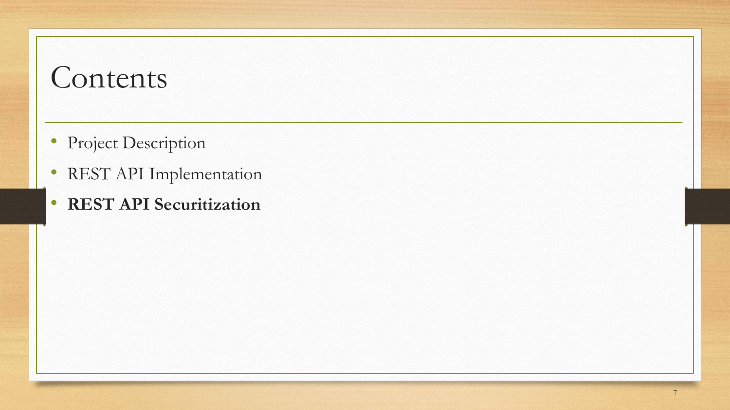# Contents

- Project Description
- REST API Implementation
- **REST API Securitization**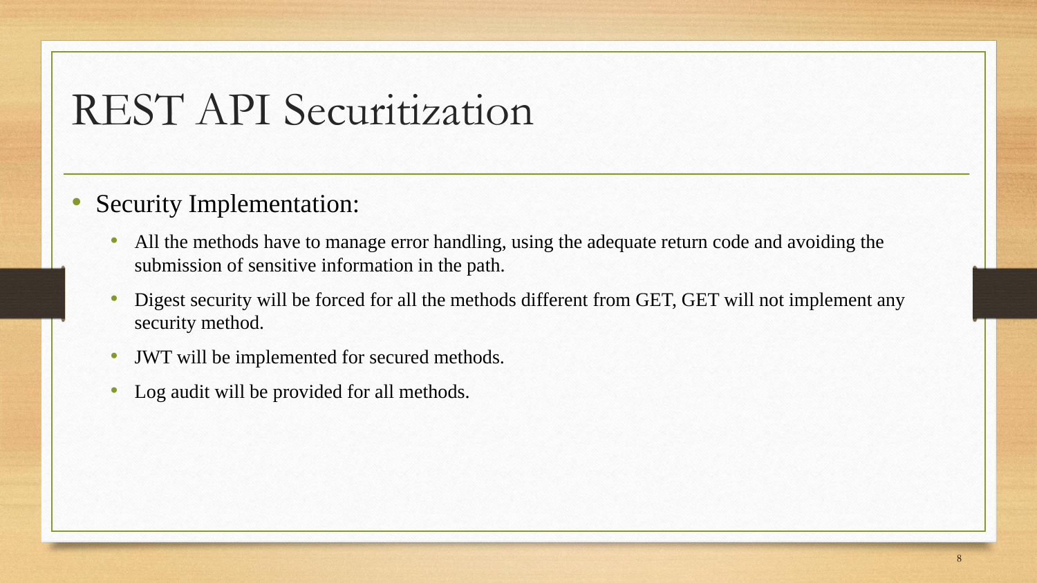# REST API Securitization

- Security Implementation:
  - All the methods have to manage error handling, using the adequate return code and avoiding the submission of sensitive information in the path.
  - Digest security will be forced for all the methods different from GET, GET will not implement any security method.
  - JWT will be implemented for secured methods.
  - Log audit will be provided for all methods.